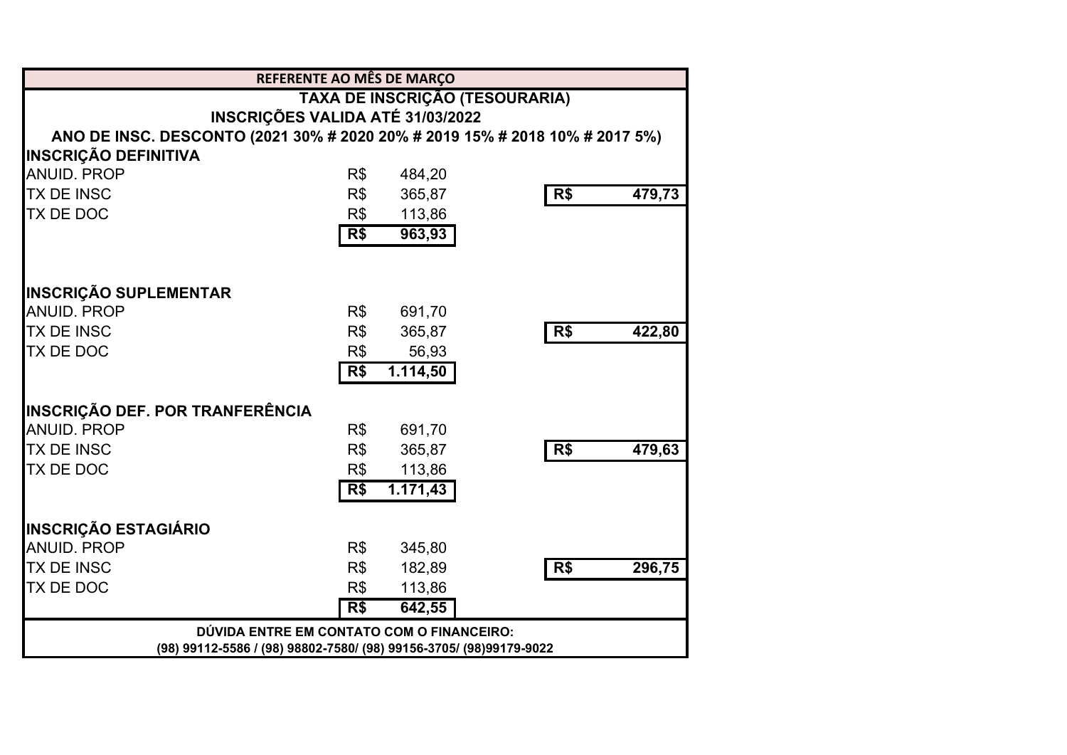**REFERENTE AO MÊS DE MARÇO**

**TAXA DE INSCRIÇÃO (TESOURARIA)**

**INSCRIÇÕES VALIDA ATÉ 31/03/2022**

**ANO DE INSC. DESCONTO (2021 30% # 2020 20% # 2019 15% # 2018 10% # 2017 5%)**

| **INSCRIÇÃO DEFINITIVA** | | | | |
|---|---|---|---|---|
| ANUID. PROP | R$ | 484,20 | | |
| TX DE INSC | R$ | 365,87 | **R$** | **479,73** |
| TX DE DOC | R$ | 113,86 | | |
| | **R$** | **963,93** | | |

| **INSCRIÇÃO SUPLEMENTAR** | | | | |
|---|---|---|---|---|
| ANUID. PROP | R$ | 691,70 | | |
| TX DE INSC | R$ | 365,87 | **R$** | **422,80** |
| TX DE DOC | R$ | 56,93 | | |
| | **R$** | **1.114,50** | | |

| **INSCRIÇÃO DEF. POR TRANFERÊNCIA** | | | | |
|---|---|---|---|---|
| ANUID. PROP | R$ | 691,70 | | |
| TX DE INSC | R$ | 365,87 | **R$** | **479,63** |
| TX DE DOC | R$ | 113,86 | | |
| | **R$** | **1.171,43** | | |

| **INSCRIÇÃO ESTAGIÁRIO** | | | | |
|---|---|---|---|---|
| ANUID. PROP | R$ | 345,80 | | |
| TX DE INSC | R$ | 182,89 | **R$** | **296,75** |
| TX DE DOC | R$ | 113,86 | | |
| | **R$** | **642,55** | | |

**DÚVIDA ENTRE EM CONTATO COM O FINANCEIRO:**

**(98) 99112-5586 / (98) 98802-7580/ (98) 99156-3705/ (98)99179-9022**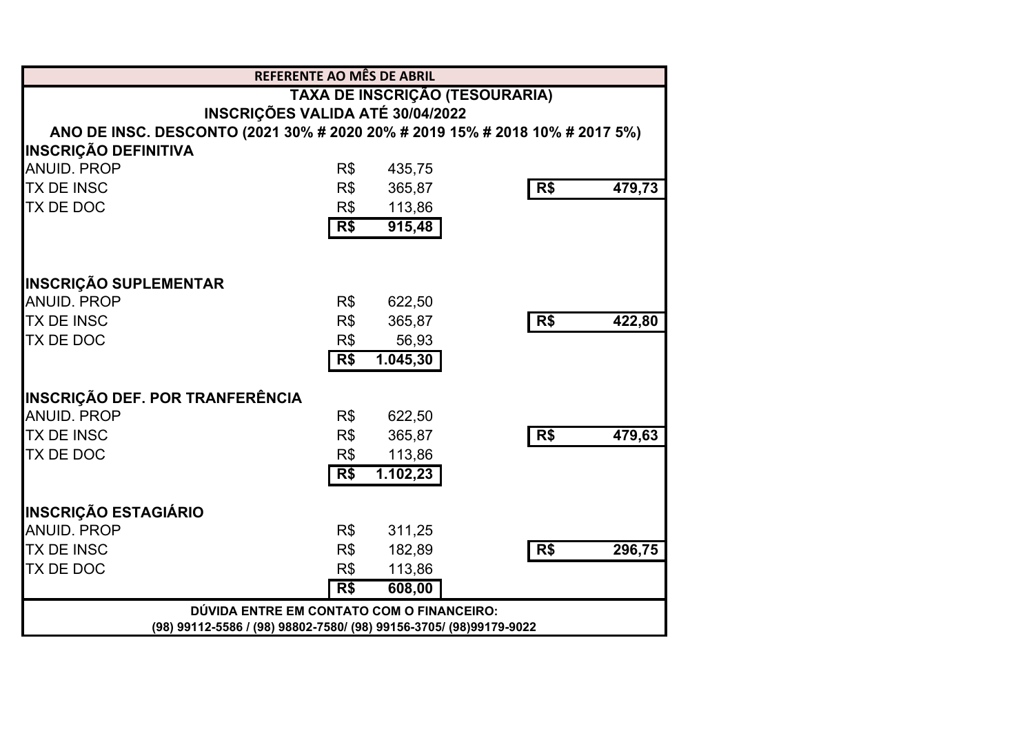**REFERENTE AO MÊS DE ABRIL**

**TAXA DE INSCRIÇÃO (TESOURARIA)**

**INSCRIÇÕES VALIDA ATÉ 30/04/2022**

**ANO DE INSC. DESCONTO (2021 30% # 2020 20% # 2019 15% # 2018 10% # 2017 5%)**

| **INSCRIÇÃO DEFINITIVA** | | | | |
|---|---|---|---|---|
| ANUID. PROP | R$ | 435,75 | | |
| TX DE INSC | R$ | 365,87 | **R$** | **479,73** |
| TX DE DOC | R$ | 113,86 | | |
| | **R$** | **915,48** | | |

| **INSCRIÇÃO SUPLEMENTAR** | | | | |
|---|---|---|---|---|
| ANUID. PROP | R$ | 622,50 | | |
| TX DE INSC | R$ | 365,87 | **R$** | **422,80** |
| TX DE DOC | R$ | 56,93 | | |
| | **R$** | **1.045,30** | | |

| **INSCRIÇÃO DEF. POR TRANFERÊNCIA** | | | | |
|---|---|---|---|---|
| ANUID. PROP | R$ | 622,50 | | |
| TX DE INSC | R$ | 365,87 | **R$** | **479,63** |
| TX DE DOC | R$ | 113,86 | | |
| | **R$** | **1.102,23** | | |

| **INSCRIÇÃO ESTAGIÁRIO** | | | | |
|---|---|---|---|---|
| ANUID. PROP | R$ | 311,25 | | |
| TX DE INSC | R$ | 182,89 | **R$** | **296,75** |
| TX DE DOC | R$ | 113,86 | | |
| | **R$** | **608,00** | | |

**DÚVIDA ENTRE EM CONTATO COM O FINANCEIRO:**

**(98) 99112-5586 / (98) 98802-7580/ (98) 99156-3705/ (98)99179-9022**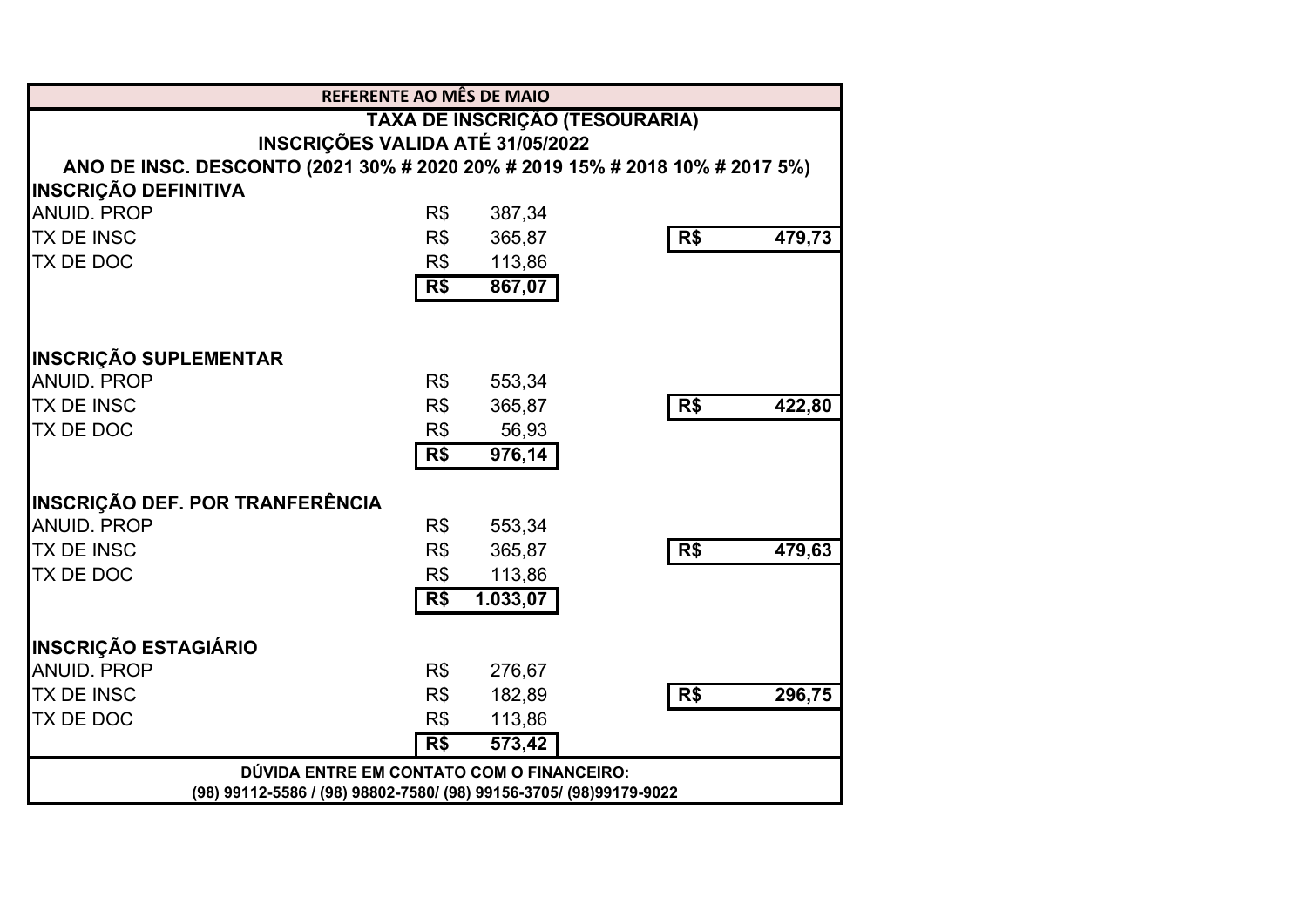**REFERENTE AO MÊS DE MAIO**

**TAXA DE INSCRIÇÃO (TESOURARIA)**

**INSCRIÇÕES VALIDA ATÉ 31/05/2022**

**ANO DE INSC. DESCONTO (2021 30% # 2020 20% # 2019 15% # 2018 10% # 2017 5%)**

| **INSCRIÇÃO DEFINITIVA** | | | | |
|---|---|---|---|---|
| ANUID. PROP | R$ | 387,34 | | |
| TX DE INSC | R$ | 365,87 | **R$** | **479,73** |
| TX DE DOC | R$ | 113,86 | | |
| | **R$** | **867,07** | | |

| **INSCRIÇÃO SUPLEMENTAR** | | | | |
|---|---|---|---|---|
| ANUID. PROP | R$ | 553,34 | | |
| TX DE INSC | R$ | 365,87 | **R$** | **422,80** |
| TX DE DOC | R$ | 56,93 | | |
| | **R$** | **976,14** | | |

| **INSCRIÇÃO DEF. POR TRANFERÊNCIA** | | | | |
|---|---|---|---|---|
| ANUID. PROP | R$ | 553,34 | | |
| TX DE INSC | R$ | 365,87 | **R$** | **479,63** |
| TX DE DOC | R$ | 113,86 | | |
| | **R$** | **1.033,07** | | |

| **INSCRIÇÃO ESTAGIÁRIO** | | | | |
|---|---|---|---|---|
| ANUID. PROP | R$ | 276,67 | | |
| TX DE INSC | R$ | 182,89 | **R$** | **296,75** |
| TX DE DOC | R$ | 113,86 | | |
| | **R$** | **573,42** | | |

**DÚVIDA ENTRE EM CONTATO COM O FINANCEIRO:**

**(98) 99112-5586 / (98) 98802-7580/ (98) 99156-3705/ (98)99179-9022**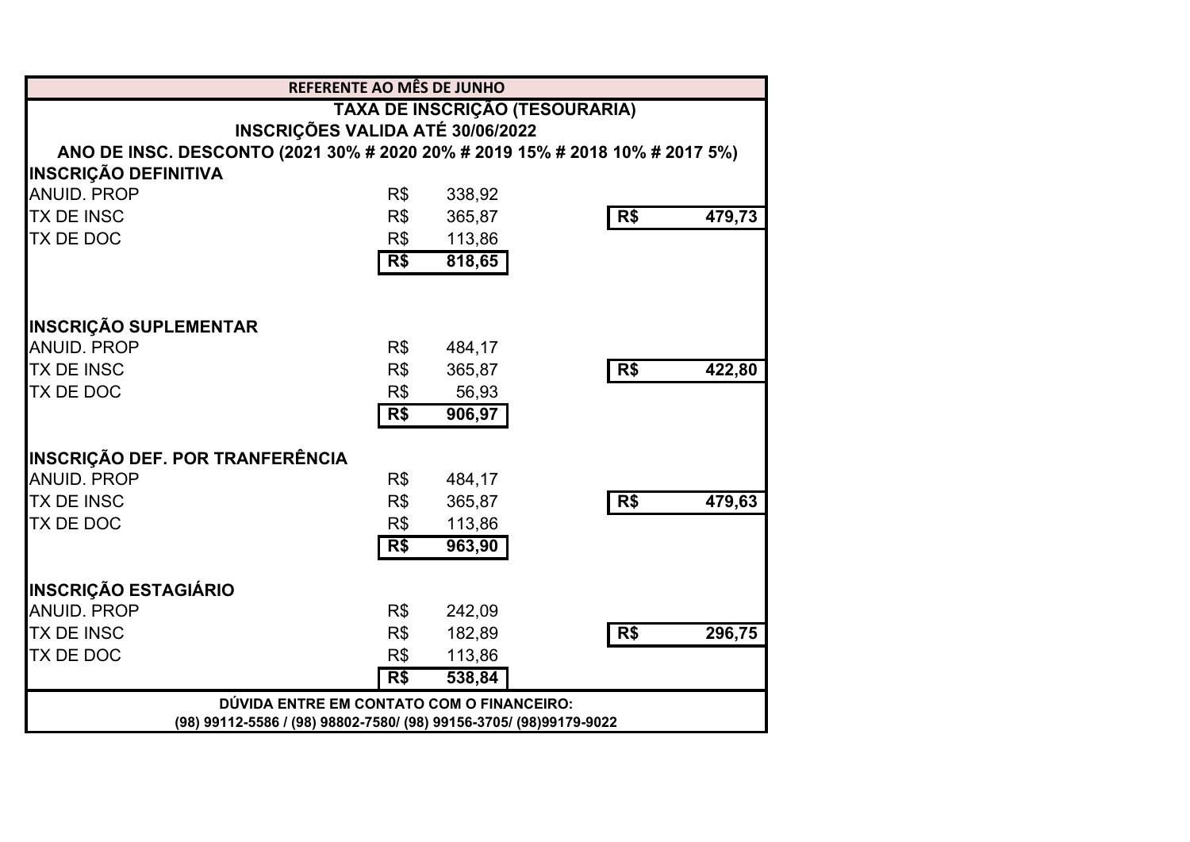**REFERENTE AO MÊS DE JUNHO**

**TAXA DE INSCRIÇÃO (TESOURARIA)**

**INSCRIÇÕES VALIDA ATÉ 30/06/2022**

**ANO DE INSC. DESCONTO (2021 30% # 2020 20% # 2019 15% # 2018 10% # 2017 5%)**

| | | | | |
|---|---|---|---|---|
| **INSCRIÇÃO DEFINITIVA** | | | | |
| ANUID. PROP | R$ | 338,92 | | |
| TX DE INSC | R$ | 365,87 | **R$** | **479,73** |
| TX DE DOC | R$ | 113,86 | | |
| | **R$** | **818,65** | | |
| **INSCRIÇÃO SUPLEMENTAR** | | | | |
| ANUID. PROP | R$ | 484,17 | | |
| TX DE INSC | R$ | 365,87 | **R$** | **422,80** |
| TX DE DOC | R$ | 56,93 | | |
| | **R$** | **906,97** | | |
| **INSCRIÇÃO DEF. POR TRANFERÊNCIA** | | | | |
| ANUID. PROP | R$ | 484,17 | | |
| TX DE INSC | R$ | 365,87 | **R$** | **479,63** |
| TX DE DOC | R$ | 113,86 | | |
| | **R$** | **963,90** | | |
| **INSCRIÇÃO ESTAGIÁRIO** | | | | |
| ANUID. PROP | R$ | 242,09 | | |
| TX DE INSC | R$ | 182,89 | **R$** | **296,75** |
| TX DE DOC | R$ | 113,86 | | |
| | **R$** | **538,84** | | |

**DÚVIDA ENTRE EM CONTATO COM O FINANCEIRO:**

**(98) 99112-5586 / (98) 98802-7580/ (98) 99156-3705/ (98)99179-9022**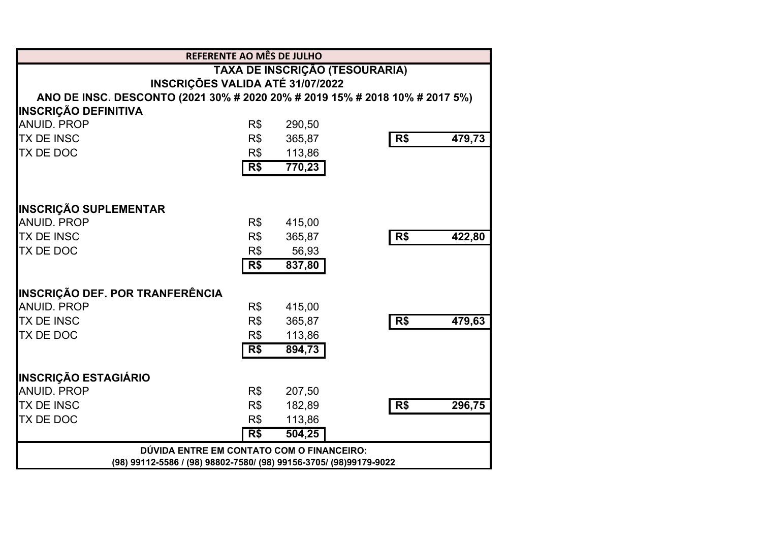**REFERENTE AO MÊS DE JULHO**

**TAXA DE INSCRIÇÃO (TESOURARIA)**

**INSCRIÇÕES VALIDA ATÉ 31/07/2022**

**ANO DE INSC. DESCONTO (2021 30% # 2020 20% # 2019 15% # 2018 10% # 2017 5%)**

| **INSCRIÇÃO DEFINITIVA** | | | | |
|---|---|---|---|---|
| ANUID. PROP | R$ | 290,50 | | |
| TX DE INSC | R$ | 365,87 | **R$** | **479,73** |
| TX DE DOC | R$ | 113,86 | | |
| | **R$** | **770,23** | | |
| | | | | |
| **INSCRIÇÃO SUPLEMENTAR** | | | | |
| ANUID. PROP | R$ | 415,00 | | |
| TX DE INSC | R$ | 365,87 | **R$** | **422,80** |
| TX DE DOC | R$ | 56,93 | | |
| | **R$** | **837,80** | | |
| | | | | |
| **INSCRIÇÃO DEF. POR TRANFERÊNCIA** | | | | |
| ANUID. PROP | R$ | 415,00 | | |
| TX DE INSC | R$ | 365,87 | **R$** | **479,63** |
| TX DE DOC | R$ | 113,86 | | |
| | **R$** | **894,73** | | |
| | | | | |
| **INSCRIÇÃO ESTAGIÁRIO** | | | | |
| ANUID. PROP | R$ | 207,50 | | |
| TX DE INSC | R$ | 182,89 | **R$** | **296,75** |
| TX DE DOC | R$ | 113,86 | | |
| | **R$** | **504,25** | | |

**DÚVIDA ENTRE EM CONTATO COM O FINANCEIRO:**

**(98) 99112-5586 / (98) 98802-7580/ (98) 99156-3705/ (98)99179-9022**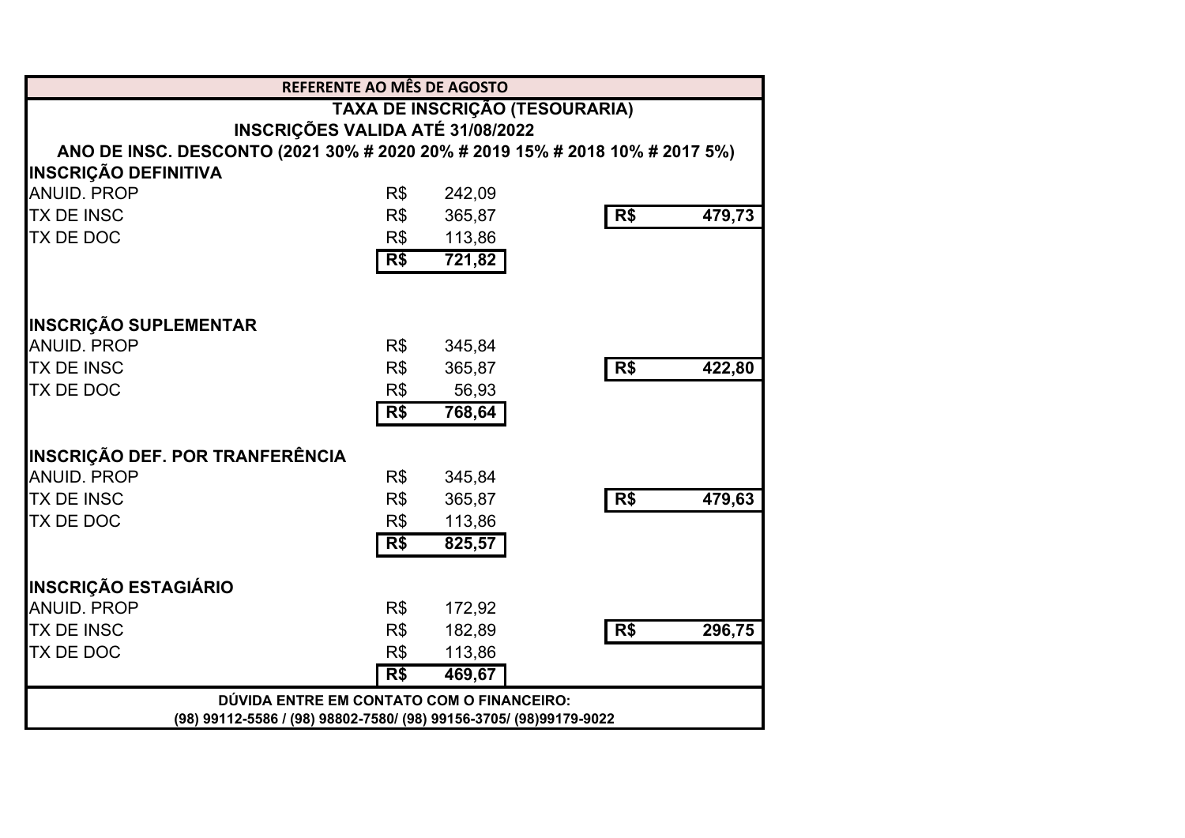**REFERENTE AO MÊS DE AGOSTO**

**TAXA DE INSCRIÇÃO (TESOURARIA)**

**INSCRIÇÕES VALIDA ATÉ 31/08/2022**

**ANO DE INSC. DESCONTO (2021 30% # 2020 20% # 2019 15% # 2018 10% # 2017 5%)**

| INSCRIÇÃO DEFINITIVA | | | | |
|---|---|---|---|---|
| ANUID. PROP | R$ | 242,09 | | |
| TX DE INSC | R$ | 365,87 | R$ | 479,73 |
| TX DE DOC | R$ | 113,86 | | |
| | **R$** | **721,82** | | |

| INSCRIÇÃO SUPLEMENTAR | | | | |
|---|---|---|---|---|
| ANUID. PROP | R$ | 345,84 | | |
| TX DE INSC | R$ | 365,87 | R$ | 422,80 |
| TX DE DOC | R$ | 56,93 | | |
| | **R$** | **768,64** | | |

| INSCRIÇÃO DEF. POR TRANFERÊNCIA | | | | |
|---|---|---|---|---|
| ANUID. PROP | R$ | 345,84 | | |
| TX DE INSC | R$ | 365,87 | R$ | 479,63 |
| TX DE DOC | R$ | 113,86 | | |
| | **R$** | **825,57** | | |

| INSCRIÇÃO ESTAGIÁRIO | | | | |
|---|---|---|---|---|
| ANUID. PROP | R$ | 172,92 | | |
| TX DE INSC | R$ | 182,89 | R$ | 296,75 |
| TX DE DOC | R$ | 113,86 | | |
| | **R$** | **469,67** | | |

**DÚVIDA ENTRE EM CONTATO COM O FINANCEIRO:**

**(98) 99112-5586 / (98) 98802-7580/ (98) 99156-3705/ (98)99179-9022**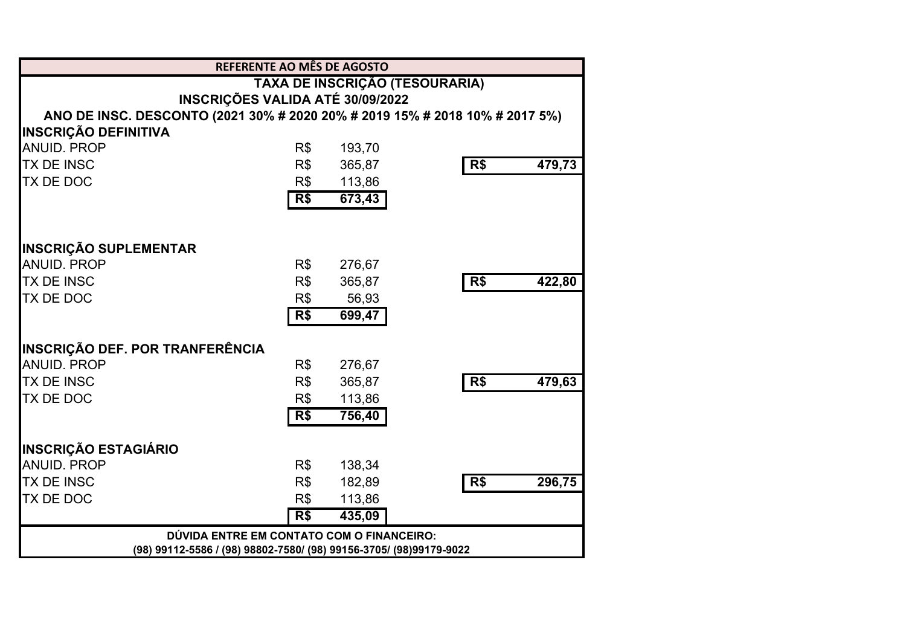**REFERENTE AO MÊS DE AGOSTO**

**TAXA DE INSCRIÇÃO (TESOURARIA)**

**INSCRIÇÕES VALIDA ATÉ 30/09/2022**

**ANO DE INSC. DESCONTO (2021 30% # 2020 20% # 2019 15% # 2018 10% # 2017 5%)**

| | | | | |
|---|---|---|---|---|
| **INSCRIÇÃO DEFINITIVA** | | | | |
| ANUID. PROP | R$ | 193,70 | | |
| TX DE INSC | R$ | 365,87 | **R$** | **479,73** |
| TX DE DOC | R$ | 113,86 | | |
| | **R$** | **673,43** | | |
| | | | | |
| **INSCRIÇÃO SUPLEMENTAR** | | | | |
| ANUID. PROP | R$ | 276,67 | | |
| TX DE INSC | R$ | 365,87 | **R$** | **422,80** |
| TX DE DOC | R$ | 56,93 | | |
| | **R$** | **699,47** | | |
| | | | | |
| **INSCRIÇÃO DEF. POR TRANFERÊNCIA** | | | | |
| ANUID. PROP | R$ | 276,67 | | |
| TX DE INSC | R$ | 365,87 | **R$** | **479,63** |
| TX DE DOC | R$ | 113,86 | | |
| | **R$** | **756,40** | | |
| | | | | |
| **INSCRIÇÃO ESTAGIÁRIO** | | | | |
| ANUID. PROP | R$ | 138,34 | | |
| TX DE INSC | R$ | 182,89 | **R$** | **296,75** |
| TX DE DOC | R$ | 113,86 | | |
| | **R$** | **435,09** | | |

**DÚVIDA ENTRE EM CONTATO COM O FINANCEIRO:**

**(98) 99112-5586 / (98) 98802-7580/ (98) 99156-3705/ (98)99179-9022**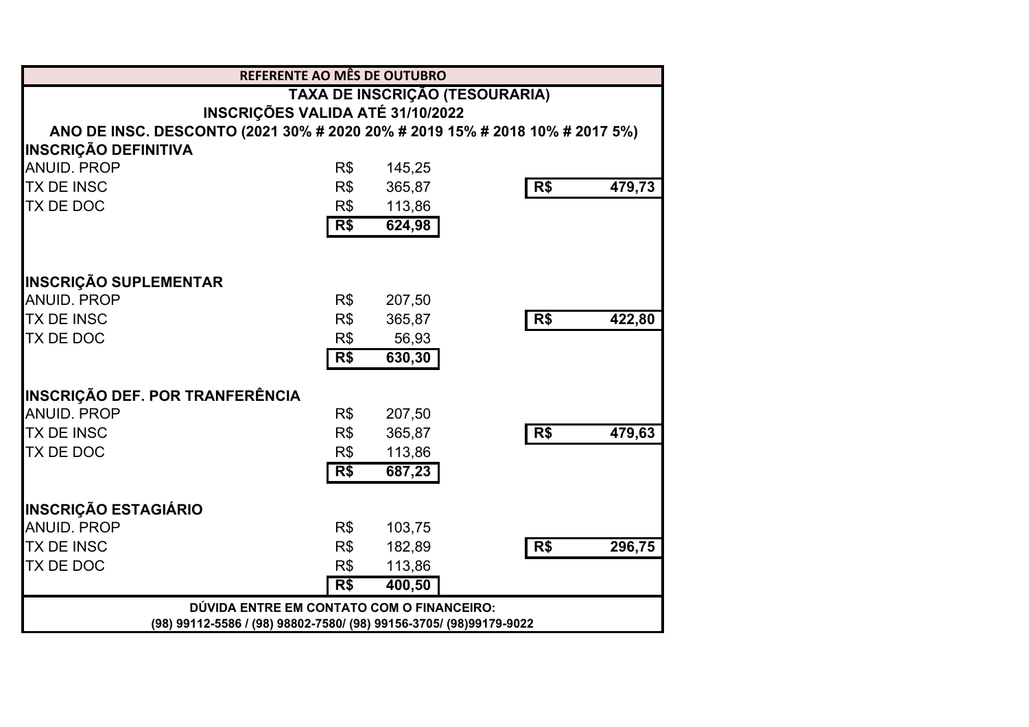**REFERENTE AO MÊS DE OUTUBRO**

**TAXA DE INSCRIÇÃO (TESOURARIA)**

**INSCRIÇÕES VALIDA ATÉ 31/10/2022**

**ANO DE INSC. DESCONTO (2021 30% # 2020 20% # 2019 15% # 2018 10% # 2017 5%)**

**INSCRIÇÃO DEFINITIVA**

| | | | | |
|---|---|---|---|---|
| ANUID. PROP | R$ | 145,25 | | |
| TX DE INSC | R$ | 365,87 | **R$** | **479,73** |
| TX DE DOC | R$ | 113,86 | | |
| | **R$** | **624,98** | | |

**INSCRIÇÃO SUPLEMENTAR**

| | | | | |
|---|---|---|---|---|
| ANUID. PROP | R$ | 207,50 | | |
| TX DE INSC | R$ | 365,87 | **R$** | **422,80** |
| TX DE DOC | R$ | 56,93 | | |
| | **R$** | **630,30** | | |

**INSCRIÇÃO DEF. POR TRANFERÊNCIA**

| | | | | |
|---|---|---|---|---|
| ANUID. PROP | R$ | 207,50 | | |
| TX DE INSC | R$ | 365,87 | **R$** | **479,63** |
| TX DE DOC | R$ | 113,86 | | |
| | **R$** | **687,23** | | |

**INSCRIÇÃO ESTAGIÁRIO**

| | | | | |
|---|---|---|---|---|
| ANUID. PROP | R$ | 103,75 | | |
| TX DE INSC | R$ | 182,89 | **R$** | **296,75** |
| TX DE DOC | R$ | 113,86 | | |
| | **R$** | **400,50** | | |

**DÚVIDA ENTRE EM CONTATO COM O FINANCEIRO:**

**(98) 99112-5586 / (98) 98802-7580/ (98) 99156-3705/ (98)99179-9022**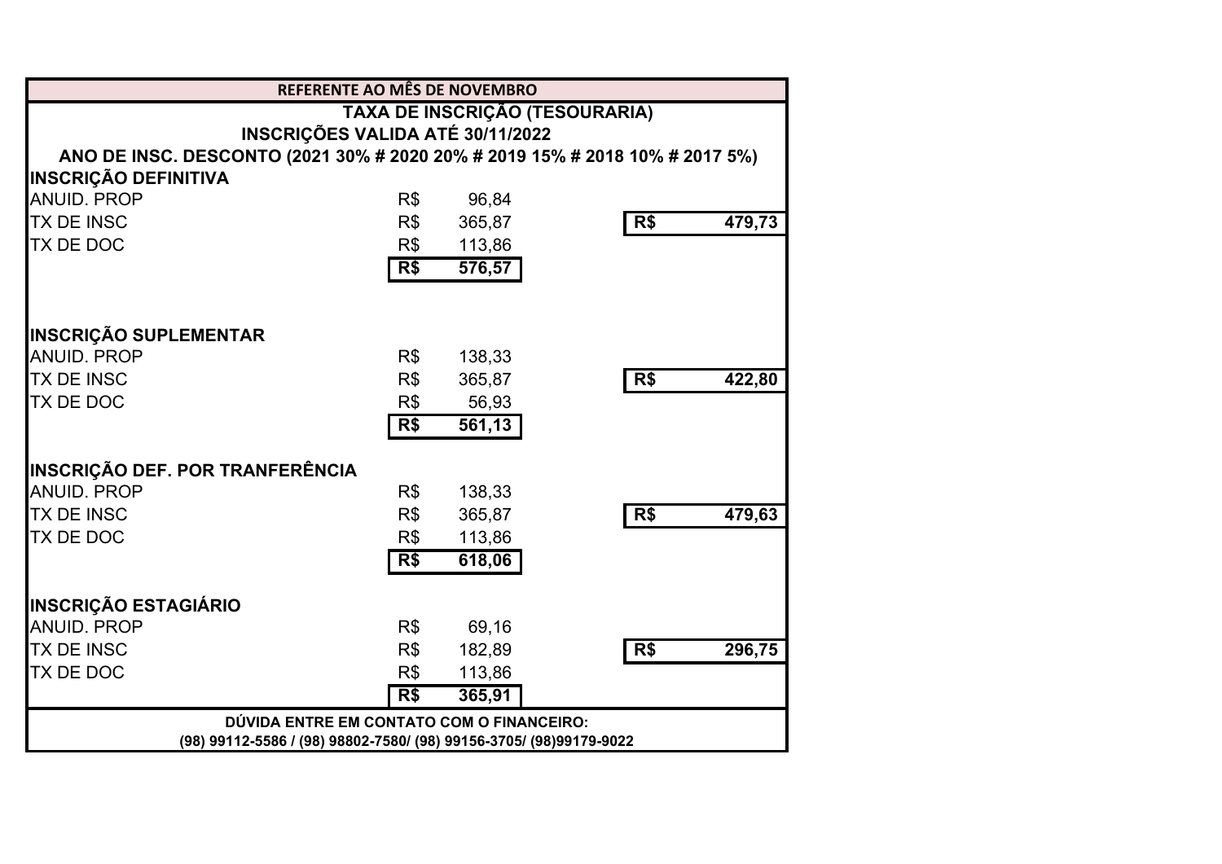**REFERENTE AO MÊS DE NOVEMBRO**

**TAXA DE INSCRIÇÃO (TESOURARIA)**

**INSCRIÇÕES VALIDA ATÉ 30/11/2022**

**ANO DE INSC. DESCONTO (2021 30% # 2020 20% # 2019 15% # 2018 10% # 2017 5%)**

| | | | | |
|---|---|---|---|---|
| **INSCRIÇÃO DEFINITIVA** | | | | |
| ANUID. PROP | R$ | 96,84 | | |
| TX DE INSC | R$ | 365,87 | **R$** | **479,73** |
| TX DE DOC | R$ | 113,86 | | |
| | **R$** | **576,57** | | |
| **INSCRIÇÃO SUPLEMENTAR** | | | | |
| ANUID. PROP | R$ | 138,33 | | |
| TX DE INSC | R$ | 365,87 | **R$** | **422,80** |
| TX DE DOC | R$ | 56,93 | | |
| | **R$** | **561,13** | | |
| **INSCRIÇÃO DEF. POR TRANFERÊNCIA** | | | | |
| ANUID. PROP | R$ | 138,33 | | |
| TX DE INSC | R$ | 365,87 | **R$** | **479,63** |
| TX DE DOC | R$ | 113,86 | | |
| | **R$** | **618,06** | | |
| **INSCRIÇÃO ESTAGIÁRIO** | | | | |
| ANUID. PROP | R$ | 69,16 | | |
| TX DE INSC | R$ | 182,89 | **R$** | **296,75** |
| TX DE DOC | R$ | 113,86 | | |
| | **R$** | **365,91** | | |

**DÚVIDA ENTRE EM CONTATO COM O FINANCEIRO:**

**(98) 99112-5586 / (98) 98802-7580/ (98) 99156-3705/ (98)99179-9022**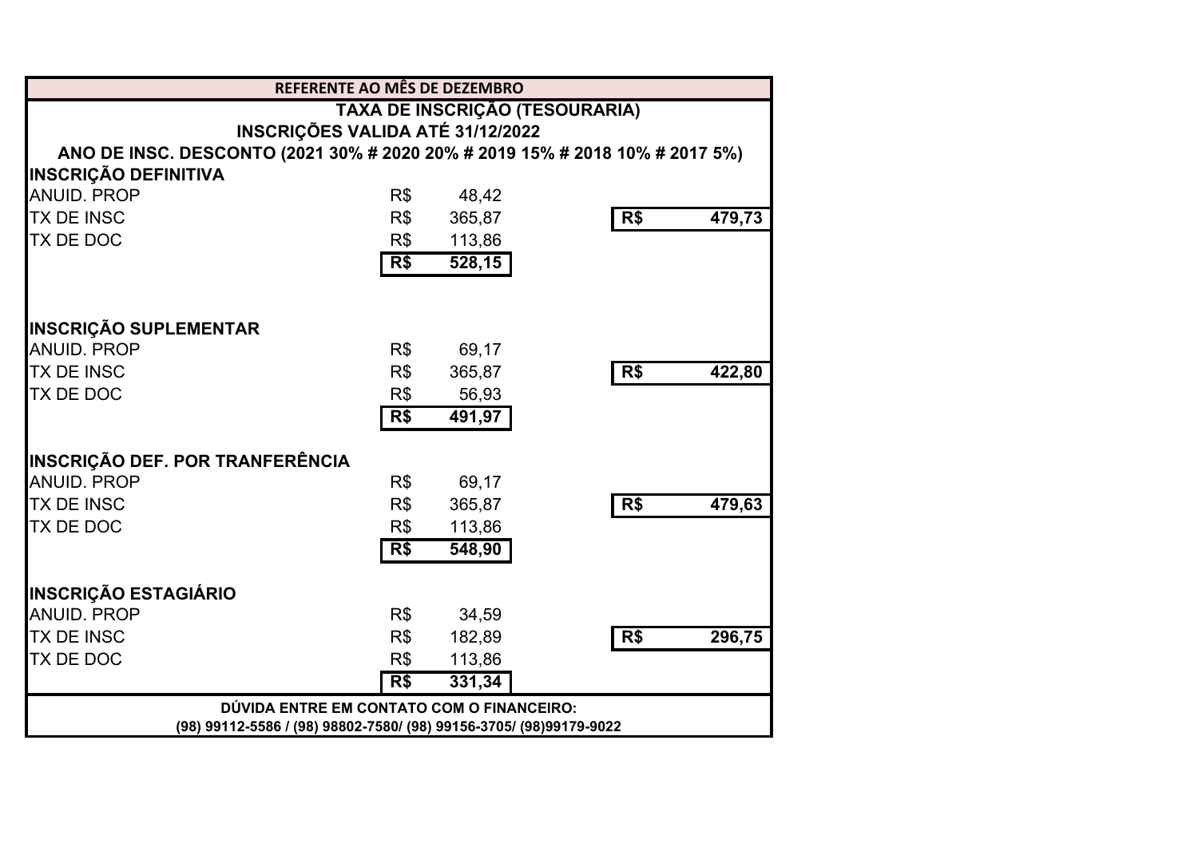**REFERENTE AO MÊS DE DEZEMBRO**

**TAXA DE INSCRIÇÃO (TESOURARIA)**

**INSCRIÇÕES VALIDA ATÉ 31/12/2022**

**ANO DE INSC. DESCONTO (2021 30% # 2020 20% # 2019 15% # 2018 10% # 2017 5%)**

| | | | | |
|---|---|---|---|---|
| **INSCRIÇÃO DEFINITIVA** | | | | |
| ANUID. PROP | R$ | 48,42 | | |
| TX DE INSC | R$ | 365,87 | **R$** | **479,73** |
| TX DE DOC | R$ | 113,86 | | |
| | **R$** | **528,15** | | |
| **INSCRIÇÃO SUPLEMENTAR** | | | | |
| ANUID. PROP | R$ | 69,17 | | |
| TX DE INSC | R$ | 365,87 | **R$** | **422,80** |
| TX DE DOC | R$ | 56,93 | | |
| | **R$** | **491,97** | | |
| **INSCRIÇÃO DEF. POR TRANFERÊNCIA** | | | | |
| ANUID. PROP | R$ | 69,17 | | |
| TX DE INSC | R$ | 365,87 | **R$** | **479,63** |
| TX DE DOC | R$ | 113,86 | | |
| | **R$** | **548,90** | | |
| **INSCRIÇÃO ESTAGIÁRIO** | | | | |
| ANUID. PROP | R$ | 34,59 | | |
| TX DE INSC | R$ | 182,89 | **R$** | **296,75** |
| TX DE DOC | R$ | 113,86 | | |
| | **R$** | **331,34** | | |

**DÚVIDA ENTRE EM CONTATO COM O FINANCEIRO:**

**(98) 99112-5586 / (98) 98802-7580/ (98) 99156-3705/ (98)99179-9022**